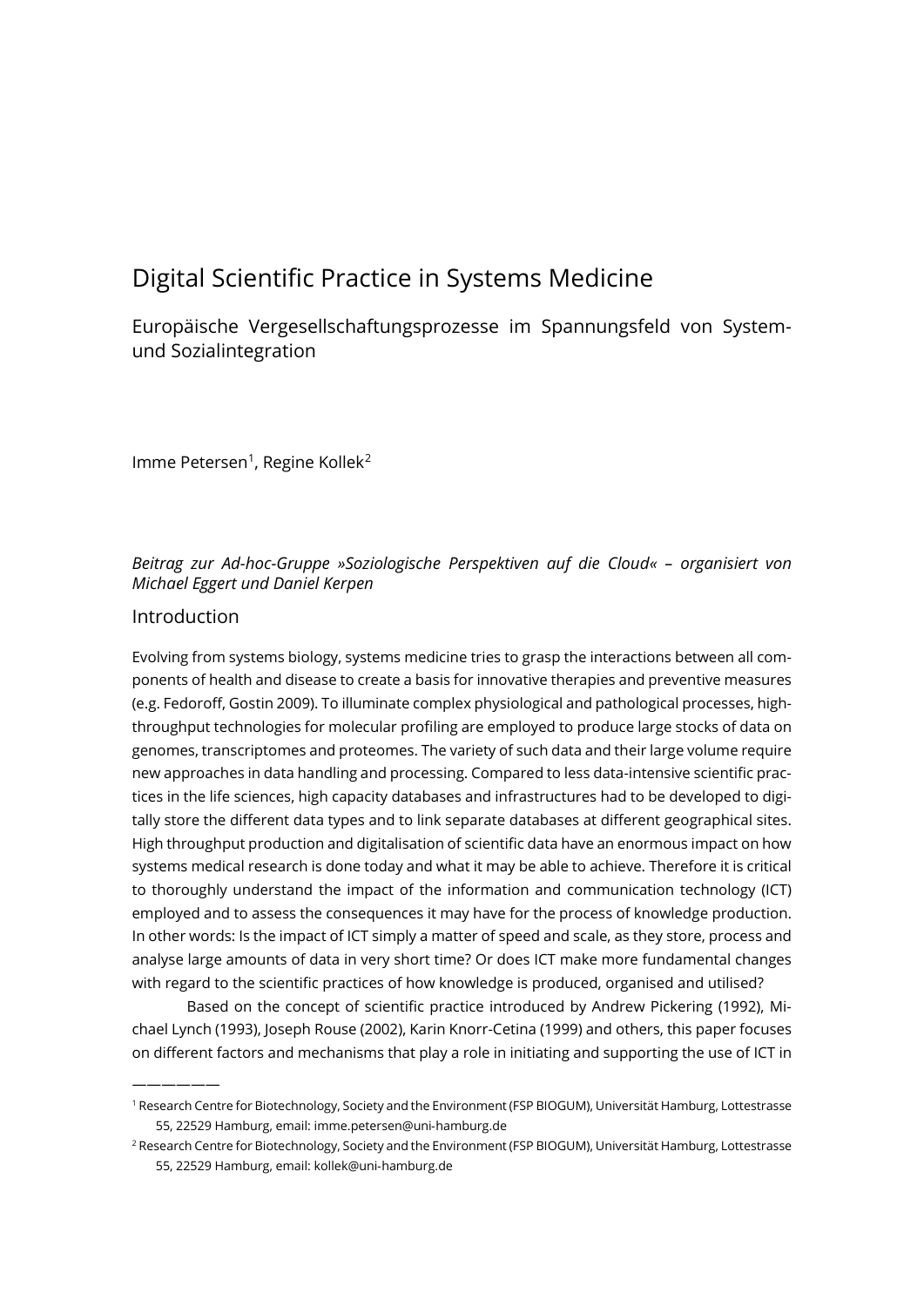# Digital Scientific Practice in Systems Medicine

Europäische Vergesellschaftungsprozesse im Spannungsfeld von System- und Sozialintegration

Imme Petersen[1], Regine Kollek[2]

*Beitrag zur Ad-hoc-Gruppe »Soziologische Perspektiven auf die Cloud« – organisiert von Michael Eggert und Daniel Kerpen*

## Introduction

Evolving from systems biology, systems medicine tries to grasp the interactions between all components of health and disease to create a basis for innovative therapies and preventive measures (e.g. Fedoroff, Gostin 2009). To illuminate complex physiological and pathological processes, high-throughput technologies for molecular profiling are employed to produce large stocks of data on genomes, transcriptomes and proteomes. The variety of such data and their large volume require new approaches in data handling and processing. Compared to less data-intensive scientific practices in the life sciences, high capacity databases and infrastructures had to be developed to digitally store the different data types and to link separate databases at different geographical sites. High throughput production and digitalisation of scientific data have an enormous impact on how systems medical research is done today and what it may be able to achieve. Therefore it is critical to thoroughly understand the impact of the information and communication technology (ICT) employed and to assess the consequences it may have for the process of knowledge production. In other words: Is the impact of ICT simply a matter of speed and scale, as they store, process and analyse large amounts of data in very short time? Or does ICT make more fundamental changes with regard to the scientific practices of how knowledge is produced, organised and utilised?

Based on the concept of scientific practice introduced by Andrew Pickering (1992), Michael Lynch (1993), Joseph Rouse (2002), Karin Knorr-Cetina (1999) and others, this paper focuses on different factors and mechanisms that play a role in initiating and supporting the use of ICT in

---

[1] Research Centre for Biotechnology, Society and the Environment (FSP BIOGUM), Universität Hamburg, Lottestrasse 55, 22529 Hamburg, email: imme.petersen@uni-hamburg.de

[2] Research Centre for Biotechnology, Society and the Environment (FSP BIOGUM), Universität Hamburg, Lottestrasse 55, 22529 Hamburg, email: kollek@uni-hamburg.de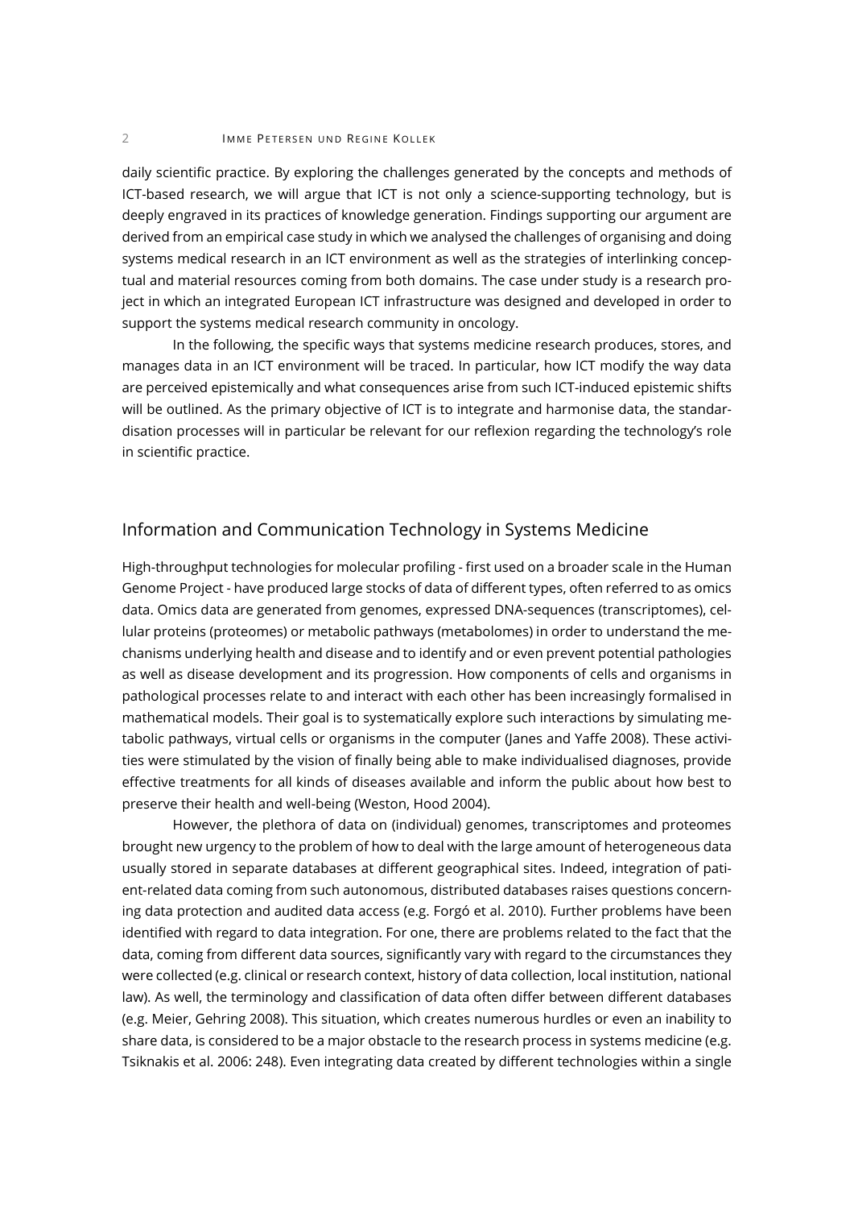daily scientific practice. By exploring the challenges generated by the concepts and methods of ICT-based research, we will argue that ICT is not only a science-supporting technology, but is deeply engraved in its practices of knowledge generation. Findings supporting our argument are derived from an empirical case study in which we analysed the challenges of organising and doing systems medical research in an ICT environment as well as the strategies of interlinking conceptual and material resources coming from both domains. The case under study is a research project in which an integrated European ICT infrastructure was designed and developed in order to support the systems medical research community in oncology.

In the following, the specific ways that systems medicine research produces, stores, and manages data in an ICT environment will be traced. In particular, how ICT modify the way data are perceived epistemically and what consequences arise from such ICT-induced epistemic shifts will be outlined. As the primary objective of ICT is to integrate and harmonise data, the standardisation processes will in particular be relevant for our reflexion regarding the technology's role in scientific practice.

## Information and Communication Technology in Systems Medicine

High-throughput technologies for molecular profiling - first used on a broader scale in the Human Genome Project - have produced large stocks of data of different types, often referred to as omics data. Omics data are generated from genomes, expressed DNA-sequences (transcriptomes), cellular proteins (proteomes) or metabolic pathways (metabolomes) in order to understand the mechanisms underlying health and disease and to identify and or even prevent potential pathologies as well as disease development and its progression. How components of cells and organisms in pathological processes relate to and interact with each other has been increasingly formalised in mathematical models. Their goal is to systematically explore such interactions by simulating metabolic pathways, virtual cells or organisms in the computer (Janes and Yaffe 2008). These activities were stimulated by the vision of finally being able to make individualised diagnoses, provide effective treatments for all kinds of diseases available and inform the public about how best to preserve their health and well-being (Weston, Hood 2004).

However, the plethora of data on (individual) genomes, transcriptomes and proteomes brought new urgency to the problem of how to deal with the large amount of heterogeneous data usually stored in separate databases at different geographical sites. Indeed, integration of patient-related data coming from such autonomous, distributed databases raises questions concerning data protection and audited data access (e.g. Forgó et al. 2010). Further problems have been identified with regard to data integration. For one, there are problems related to the fact that the data, coming from different data sources, significantly vary with regard to the circumstances they were collected (e.g. clinical or research context, history of data collection, local institution, national law). As well, the terminology and classification of data often differ between different databases (e.g. Meier, Gehring 2008). This situation, which creates numerous hurdles or even an inability to share data, is considered to be a major obstacle to the research process in systems medicine (e.g. Tsiknakis et al. 2006: 248). Even integrating data created by different technologies within a single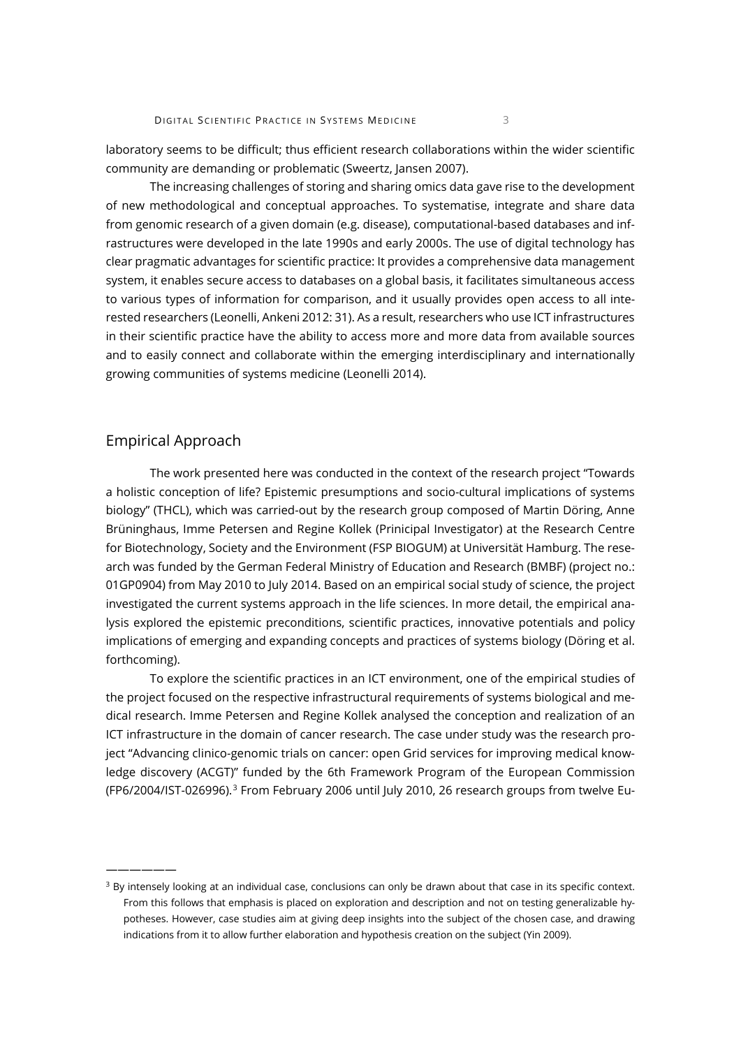laboratory seems to be difficult; thus efficient research collaborations within the wider scientific community are demanding or problematic (Sweertz, Jansen 2007).

The increasing challenges of storing and sharing omics data gave rise to the development of new methodological and conceptual approaches. To systematise, integrate and share data from genomic research of a given domain (e.g. disease), computational-based databases and infrastructures were developed in the late 1990s and early 2000s. The use of digital technology has clear pragmatic advantages for scientific practice: It provides a comprehensive data management system, it enables secure access to databases on a global basis, it facilitates simultaneous access to various types of information for comparison, and it usually provides open access to all interested researchers (Leonelli, Ankeni 2012: 31). As a result, researchers who use ICT infrastructures in their scientific practice have the ability to access more and more data from available sources and to easily connect and collaborate within the emerging interdisciplinary and internationally growing communities of systems medicine (Leonelli 2014).

## Empirical Approach

The work presented here was conducted in the context of the research project "Towards a holistic conception of life? Epistemic presumptions and socio-cultural implications of systems biology" (THCL), which was carried-out by the research group composed of Martin Döring, Anne Brüninghaus, Imme Petersen and Regine Kollek (Prinicipal Investigator) at the Research Centre for Biotechnology, Society and the Environment (FSP BIOGUM) at Universität Hamburg. The research was funded by the German Federal Ministry of Education and Research (BMBF) (project no.: 01GP0904) from May 2010 to July 2014. Based on an empirical social study of science, the project investigated the current systems approach in the life sciences. In more detail, the empirical analysis explored the epistemic preconditions, scientific practices, innovative potentials and policy implications of emerging and expanding concepts and practices of systems biology (Döring et al. forthcoming).

To explore the scientific practices in an ICT environment, one of the empirical studies of the project focused on the respective infrastructural requirements of systems biological and medical research. Imme Petersen and Regine Kollek analysed the conception and realization of an ICT infrastructure in the domain of cancer research. The case under study was the research project "Advancing clinico-genomic trials on cancer: open Grid services for improving medical knowledge discovery (ACGT)" funded by the 6th Framework Program of the European Commission (FP6/2004/IST-026996).[3] From February 2006 until July 2010, 26 research groups from twelve Eu-

———————

[3] By intensely looking at an individual case, conclusions can only be drawn about that case in its specific context. From this follows that emphasis is placed on exploration and description and not on testing generalizable hypotheses. However, case studies aim at giving deep insights into the subject of the chosen case, and drawing indications from it to allow further elaboration and hypothesis creation on the subject (Yin 2009).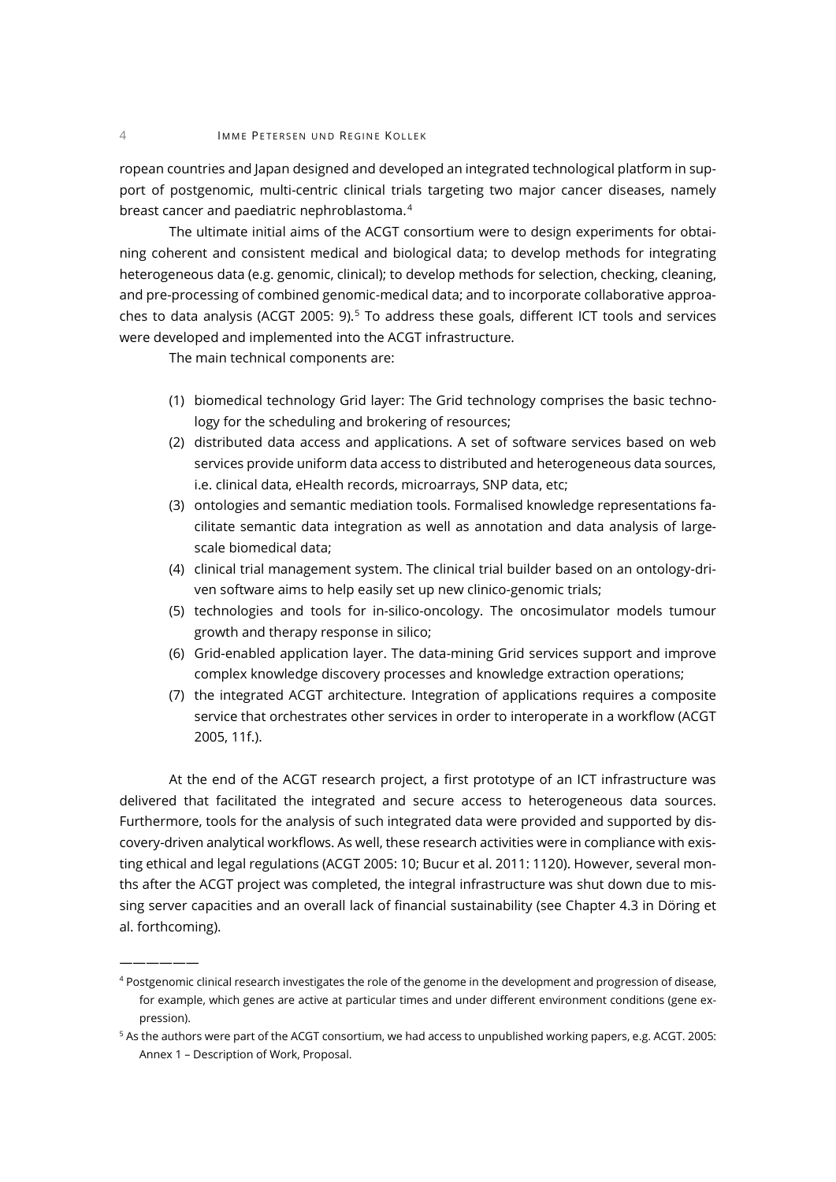ropean countries and Japan designed and developed an integrated technological platform in support of postgenomic, multi-centric clinical trials targeting two major cancer diseases, namely breast cancer and paediatric nephroblastoma.[4]

The ultimate initial aims of the ACGT consortium were to design experiments for obtaining coherent and consistent medical and biological data; to develop methods for integrating heterogeneous data (e.g. genomic, clinical); to develop methods for selection, checking, cleaning, and pre-processing of combined genomic-medical data; and to incorporate collaborative approaches to data analysis (ACGT 2005: 9).[5] To address these goals, different ICT tools and services were developed and implemented into the ACGT infrastructure.

The main technical components are:

(1) biomedical technology Grid layer: The Grid technology comprises the basic technology for the scheduling and brokering of resources;
(2) distributed data access and applications. A set of software services based on web services provide uniform data access to distributed and heterogeneous data sources, i.e. clinical data, eHealth records, microarrays, SNP data, etc;
(3) ontologies and semantic mediation tools. Formalised knowledge representations facilitate semantic data integration as well as annotation and data analysis of large-scale biomedical data;
(4) clinical trial management system. The clinical trial builder based on an ontology-driven software aims to help easily set up new clinico-genomic trials;
(5) technologies and tools for in-silico-oncology. The oncosimulator models tumour growth and therapy response in silico;
(6) Grid-enabled application layer. The data-mining Grid services support and improve complex knowledge discovery processes and knowledge extraction operations;
(7) the integrated ACGT architecture. Integration of applications requires a composite service that orchestrates other services in order to interoperate in a workflow (ACGT 2005, 11f.).

At the end of the ACGT research project, a first prototype of an ICT infrastructure was delivered that facilitated the integrated and secure access to heterogeneous data sources. Furthermore, tools for the analysis of such integrated data were provided and supported by discovery-driven analytical workflows. As well, these research activities were in compliance with existing ethical and legal regulations (ACGT 2005: 10; Bucur et al. 2011: 1120). However, several months after the ACGT project was completed, the integral infrastructure was shut down due to missing server capacities and an overall lack of financial sustainability (see Chapter 4.3 in Döring et al. forthcoming).

———————

[4] Postgenomic clinical research investigates the role of the genome in the development and progression of disease, for example, which genes are active at particular times and under different environment conditions (gene expression).

[5] As the authors were part of the ACGT consortium, we had access to unpublished working papers, e.g. ACGT. 2005: Annex 1 – Description of Work, Proposal.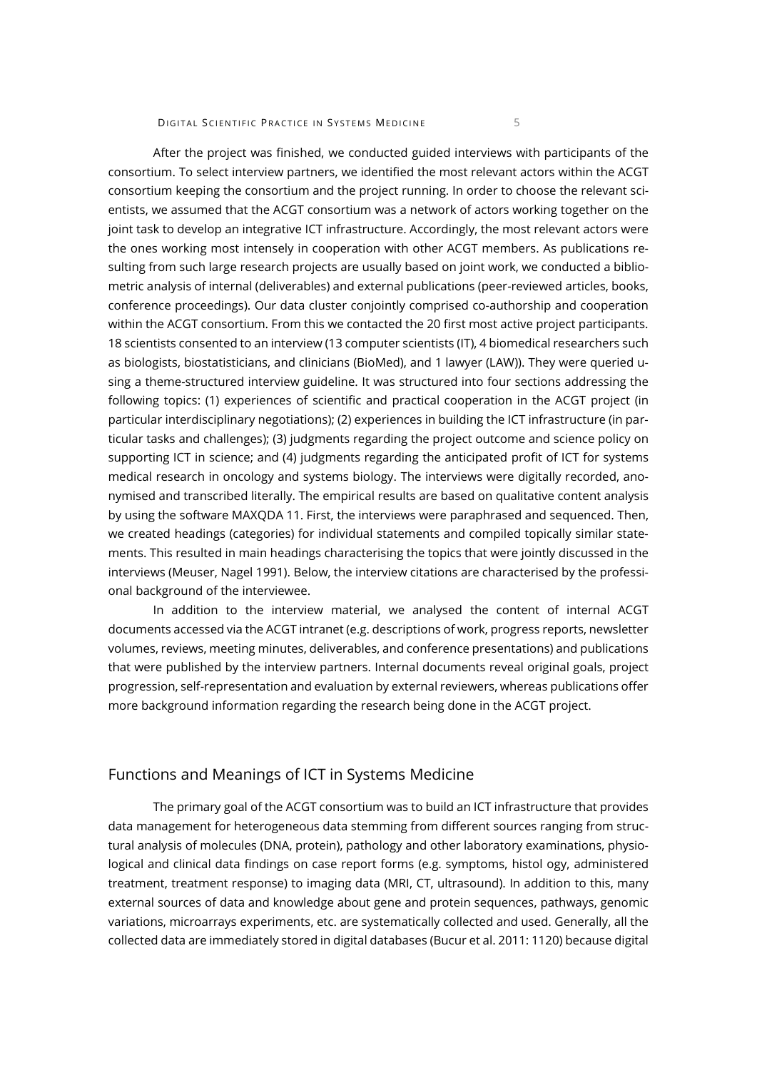After the project was finished, we conducted guided interviews with participants of the consortium. To select interview partners, we identified the most relevant actors within the ACGT consortium keeping the consortium and the project running. In order to choose the relevant scientists, we assumed that the ACGT consortium was a network of actors working together on the joint task to develop an integrative ICT infrastructure. Accordingly, the most relevant actors were the ones working most intensely in cooperation with other ACGT members. As publications resulting from such large research projects are usually based on joint work, we conducted a bibliometric analysis of internal (deliverables) and external publications (peer-reviewed articles, books, conference proceedings). Our data cluster conjointly comprised co-authorship and cooperation within the ACGT consortium. From this we contacted the 20 first most active project participants. 18 scientists consented to an interview (13 computer scientists (IT), 4 biomedical researchers such as biologists, biostatisticians, and clinicians (BioMed), and 1 lawyer (LAW)). They were queried using a theme-structured interview guideline. It was structured into four sections addressing the following topics: (1) experiences of scientific and practical cooperation in the ACGT project (in particular interdisciplinary negotiations); (2) experiences in building the ICT infrastructure (in particular tasks and challenges); (3) judgments regarding the project outcome and science policy on supporting ICT in science; and (4) judgments regarding the anticipated profit of ICT for systems medical research in oncology and systems biology. The interviews were digitally recorded, anonymised and transcribed literally. The empirical results are based on qualitative content analysis by using the software MAXQDA 11. First, the interviews were paraphrased and sequenced. Then, we created headings (categories) for individual statements and compiled topically similar statements. This resulted in main headings characterising the topics that were jointly discussed in the interviews (Meuser, Nagel 1991). Below, the interview citations are characterised by the professional background of the interviewee.

In addition to the interview material, we analysed the content of internal ACGT documents accessed via the ACGT intranet (e.g. descriptions of work, progress reports, newsletter volumes, reviews, meeting minutes, deliverables, and conference presentations) and publications that were published by the interview partners. Internal documents reveal original goals, project progression, self-representation and evaluation by external reviewers, whereas publications offer more background information regarding the research being done in the ACGT project.

## Functions and Meanings of ICT in Systems Medicine

The primary goal of the ACGT consortium was to build an ICT infrastructure that provides data management for heterogeneous data stemming from different sources ranging from structural analysis of molecules (DNA, protein), pathology and other laboratory examinations, physiological and clinical data findings on case report forms (e.g. symptoms, histol ogy, administered treatment, treatment response) to imaging data (MRI, CT, ultrasound). In addition to this, many external sources of data and knowledge about gene and protein sequences, pathways, genomic variations, microarrays experiments, etc. are systematically collected and used. Generally, all the collected data are immediately stored in digital databases (Bucur et al. 2011: 1120) because digital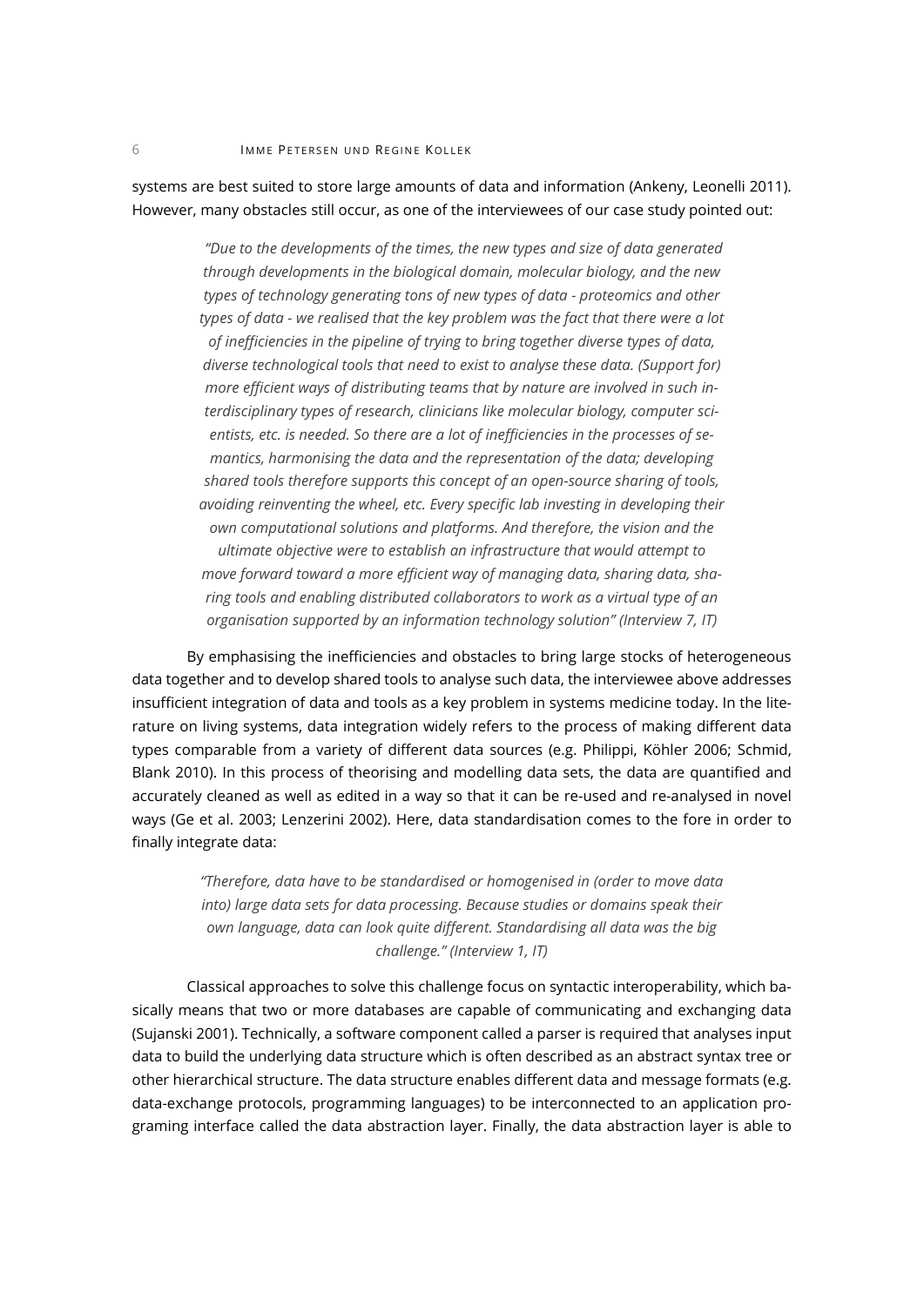systems are best suited to store large amounts of data and information (Ankeny, Leonelli 2011). However, many obstacles still occur, as one of the interviewees of our case study pointed out:

> *"Due to the developments of the times, the new types and size of data generated through developments in the biological domain, molecular biology, and the new types of technology generating tons of new types of data - proteomics and other types of data - we realised that the key problem was the fact that there were a lot of inefficiencies in the pipeline of trying to bring together diverse types of data, diverse technological tools that need to exist to analyse these data. (Support for) more efficient ways of distributing teams that by nature are involved in such interdisciplinary types of research, clinicians like molecular biology, computer scientists, etc. is needed. So there are a lot of inefficiencies in the processes of semantics, harmonising the data and the representation of the data; developing shared tools therefore supports this concept of an open-source sharing of tools, avoiding reinventing the wheel, etc. Every specific lab investing in developing their own computational solutions and platforms. And therefore, the vision and the ultimate objective were to establish an infrastructure that would attempt to move forward toward a more efficient way of managing data, sharing data, sharing tools and enabling distributed collaborators to work as a virtual type of an organisation supported by an information technology solution" (Interview 7, IT)*

By emphasising the inefficiencies and obstacles to bring large stocks of heterogeneous data together and to develop shared tools to analyse such data, the interviewee above addresses insufficient integration of data and tools as a key problem in systems medicine today. In the literature on living systems, data integration widely refers to the process of making different data types comparable from a variety of different data sources (e.g. Philippi, Köhler 2006; Schmid, Blank 2010). In this process of theorising and modelling data sets, the data are quantified and accurately cleaned as well as edited in a way so that it can be re-used and re-analysed in novel ways (Ge et al. 2003; Lenzerini 2002). Here, data standardisation comes to the fore in order to finally integrate data:

> *"Therefore, data have to be standardised or homogenised in (order to move data into) large data sets for data processing. Because studies or domains speak their own language, data can look quite different. Standardising all data was the big challenge." (Interview 1, IT)*

Classical approaches to solve this challenge focus on syntactic interoperability, which basically means that two or more databases are capable of communicating and exchanging data (Sujanski 2001). Technically, a software component called a parser is required that analyses input data to build the underlying data structure which is often described as an abstract syntax tree or other hierarchical structure. The data structure enables different data and message formats (e.g. data-exchange protocols, programming languages) to be interconnected to an application programing interface called the data abstraction layer. Finally, the data abstraction layer is able to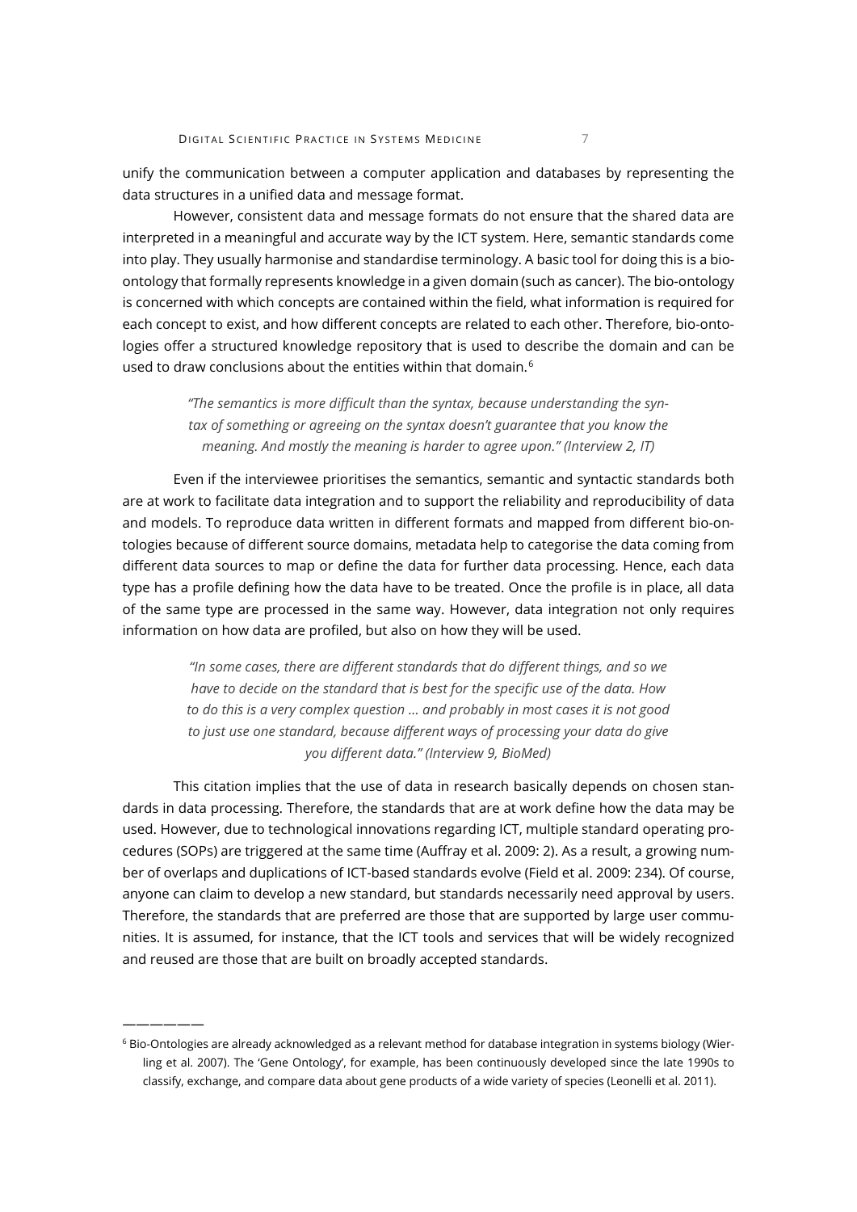unify the communication between a computer application and databases by representing the data structures in a unified data and message format.

However, consistent data and message formats do not ensure that the shared data are interpreted in a meaningful and accurate way by the ICT system. Here, semantic standards come into play. They usually harmonise and standardise terminology. A basic tool for doing this is a bio-ontology that formally represents knowledge in a given domain (such as cancer). The bio-ontology is concerned with which concepts are contained within the field, what information is required for each concept to exist, and how different concepts are related to each other. Therefore, bio-ontologies offer a structured knowledge repository that is used to describe the domain and can be used to draw conclusions about the entities within that domain.[6]

> *"The semantics is more difficult than the syntax, because understanding the syntax of something or agreeing on the syntax doesn't guarantee that you know the meaning. And mostly the meaning is harder to agree upon." (Interview 2, IT)*

Even if the interviewee prioritises the semantics, semantic and syntactic standards both are at work to facilitate data integration and to support the reliability and reproducibility of data and models. To reproduce data written in different formats and mapped from different bio-ontologies because of different source domains, metadata help to categorise the data coming from different data sources to map or define the data for further data processing. Hence, each data type has a profile defining how the data have to be treated. Once the profile is in place, all data of the same type are processed in the same way. However, data integration not only requires information on how data are profiled, but also on how they will be used.

> *"In some cases, there are different standards that do different things, and so we have to decide on the standard that is best for the specific use of the data. How to do this is a very complex question ... and probably in most cases it is not good to just use one standard, because different ways of processing your data do give you different data." (Interview 9, BioMed)*

This citation implies that the use of data in research basically depends on chosen standards in data processing. Therefore, the standards that are at work define how the data may be used. However, due to technological innovations regarding ICT, multiple standard operating procedures (SOPs) are triggered at the same time (Auffray et al. 2009: 2). As a result, a growing number of overlaps and duplications of ICT-based standards evolve (Field et al. 2009: 234). Of course, anyone can claim to develop a new standard, but standards necessarily need approval by users. Therefore, the standards that are preferred are those that are supported by large user communities. It is assumed, for instance, that the ICT tools and services that will be widely recognized and reused are those that are built on broadly accepted standards.

——————

[6] Bio-Ontologies are already acknowledged as a relevant method for database integration in systems biology (Wierling et al. 2007). The 'Gene Ontology', for example, has been continuously developed since the late 1990s to classify, exchange, and compare data about gene products of a wide variety of species (Leonelli et al. 2011).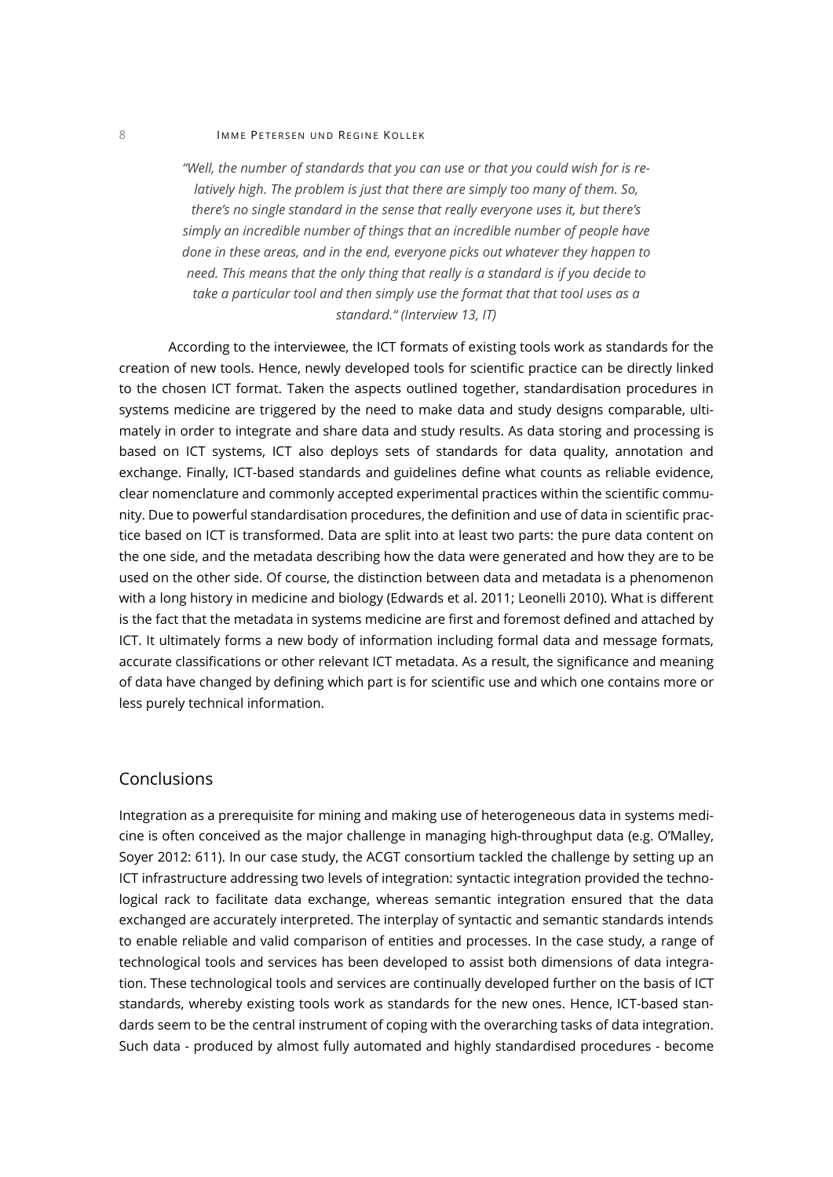*"Well, the number of standards that you can use or that you could wish for is relatively high. The problem is just that there are simply too many of them. So, there's no single standard in the sense that really everyone uses it, but there's simply an incredible number of things that an incredible number of people have done in these areas, and in the end, everyone picks out whatever they happen to need. This means that the only thing that really is a standard is if you decide to take a particular tool and then simply use the format that that tool uses as a standard." (Interview 13, IT)*

According to the interviewee, the ICT formats of existing tools work as standards for the creation of new tools. Hence, newly developed tools for scientific practice can be directly linked to the chosen ICT format. Taken the aspects outlined together, standardisation procedures in systems medicine are triggered by the need to make data and study designs comparable, ultimately in order to integrate and share data and study results. As data storing and processing is based on ICT systems, ICT also deploys sets of standards for data quality, annotation and exchange. Finally, ICT-based standards and guidelines define what counts as reliable evidence, clear nomenclature and commonly accepted experimental practices within the scientific community. Due to powerful standardisation procedures, the definition and use of data in scientific practice based on ICT is transformed. Data are split into at least two parts: the pure data content on the one side, and the metadata describing how the data were generated and how they are to be used on the other side. Of course, the distinction between data and metadata is a phenomenon with a long history in medicine and biology (Edwards et al. 2011; Leonelli 2010). What is different is the fact that the metadata in systems medicine are first and foremost defined and attached by ICT. It ultimately forms a new body of information including formal data and message formats, accurate classifications or other relevant ICT metadata. As a result, the significance and meaning of data have changed by defining which part is for scientific use and which one contains more or less purely technical information.

## Conclusions

Integration as a prerequisite for mining and making use of heterogeneous data in systems medicine is often conceived as the major challenge in managing high-throughput data (e.g. O'Malley, Soyer 2012: 611). In our case study, the ACGT consortium tackled the challenge by setting up an ICT infrastructure addressing two levels of integration: syntactic integration provided the technological rack to facilitate data exchange, whereas semantic integration ensured that the data exchanged are accurately interpreted. The interplay of syntactic and semantic standards intends to enable reliable and valid comparison of entities and processes. In the case study, a range of technological tools and services has been developed to assist both dimensions of data integration. These technological tools and services are continually developed further on the basis of ICT standards, whereby existing tools work as standards for the new ones. Hence, ICT-based standards seem to be the central instrument of coping with the overarching tasks of data integration. Such data - produced by almost fully automated and highly standardised procedures - become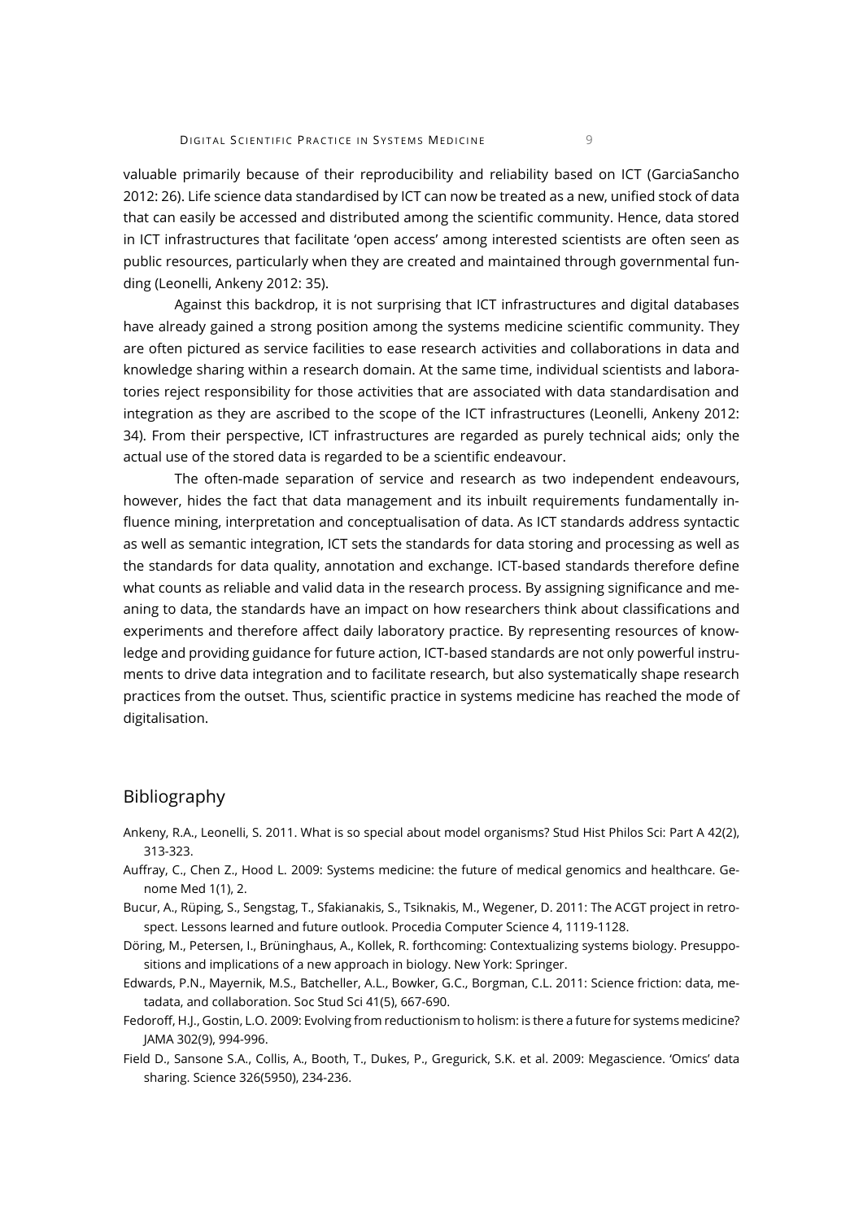valuable primarily because of their reproducibility and reliability based on ICT (GarciaSancho 2012: 26). Life science data standardised by ICT can now be treated as a new, unified stock of data that can easily be accessed and distributed among the scientific community. Hence, data stored in ICT infrastructures that facilitate 'open access' among interested scientists are often seen as public resources, particularly when they are created and maintained through governmental funding (Leonelli, Ankeny 2012: 35).

Against this backdrop, it is not surprising that ICT infrastructures and digital databases have already gained a strong position among the systems medicine scientific community. They are often pictured as service facilities to ease research activities and collaborations in data and knowledge sharing within a research domain. At the same time, individual scientists and laboratories reject responsibility for those activities that are associated with data standardisation and integration as they are ascribed to the scope of the ICT infrastructures (Leonelli, Ankeny 2012: 34). From their perspective, ICT infrastructures are regarded as purely technical aids; only the actual use of the stored data is regarded to be a scientific endeavour.

The often-made separation of service and research as two independent endeavours, however, hides the fact that data management and its inbuilt requirements fundamentally influence mining, interpretation and conceptualisation of data. As ICT standards address syntactic as well as semantic integration, ICT sets the standards for data storing and processing as well as the standards for data quality, annotation and exchange. ICT-based standards therefore define what counts as reliable and valid data in the research process. By assigning significance and meaning to data, the standards have an impact on how researchers think about classifications and experiments and therefore affect daily laboratory practice. By representing resources of knowledge and providing guidance for future action, ICT-based standards are not only powerful instruments to drive data integration and to facilitate research, but also systematically shape research practices from the outset. Thus, scientific practice in systems medicine has reached the mode of digitalisation.

## Bibliography

Ankeny, R.A., Leonelli, S. 2011. What is so special about model organisms? Stud Hist Philos Sci: Part A 42(2), 313-323.

Auffray, C., Chen Z., Hood L. 2009: Systems medicine: the future of medical genomics and healthcare. Genome Med 1(1), 2.

Bucur, A., Rüping, S., Sengstag, T., Sfakianakis, S., Tsiknakis, M., Wegener, D. 2011: The ACGT project in retrospect. Lessons learned and future outlook. Procedia Computer Science 4, 1119-1128.

Döring, M., Petersen, I., Brüninghaus, A., Kollek, R. forthcoming: Contextualizing systems biology. Presuppositions and implications of a new approach in biology. New York: Springer.

Edwards, P.N., Mayernik, M.S., Batcheller, A.L., Bowker, G.C., Borgman, C.L. 2011: Science friction: data, metadata, and collaboration. Soc Stud Sci 41(5), 667-690.

Fedoroff, H.J., Gostin, L.O. 2009: Evolving from reductionism to holism: is there a future for systems medicine? JAMA 302(9), 994-996.

Field D., Sansone S.A., Collis, A., Booth, T., Dukes, P., Gregurick, S.K. et al. 2009: Megascience. 'Omics' data sharing. Science 326(5950), 234-236.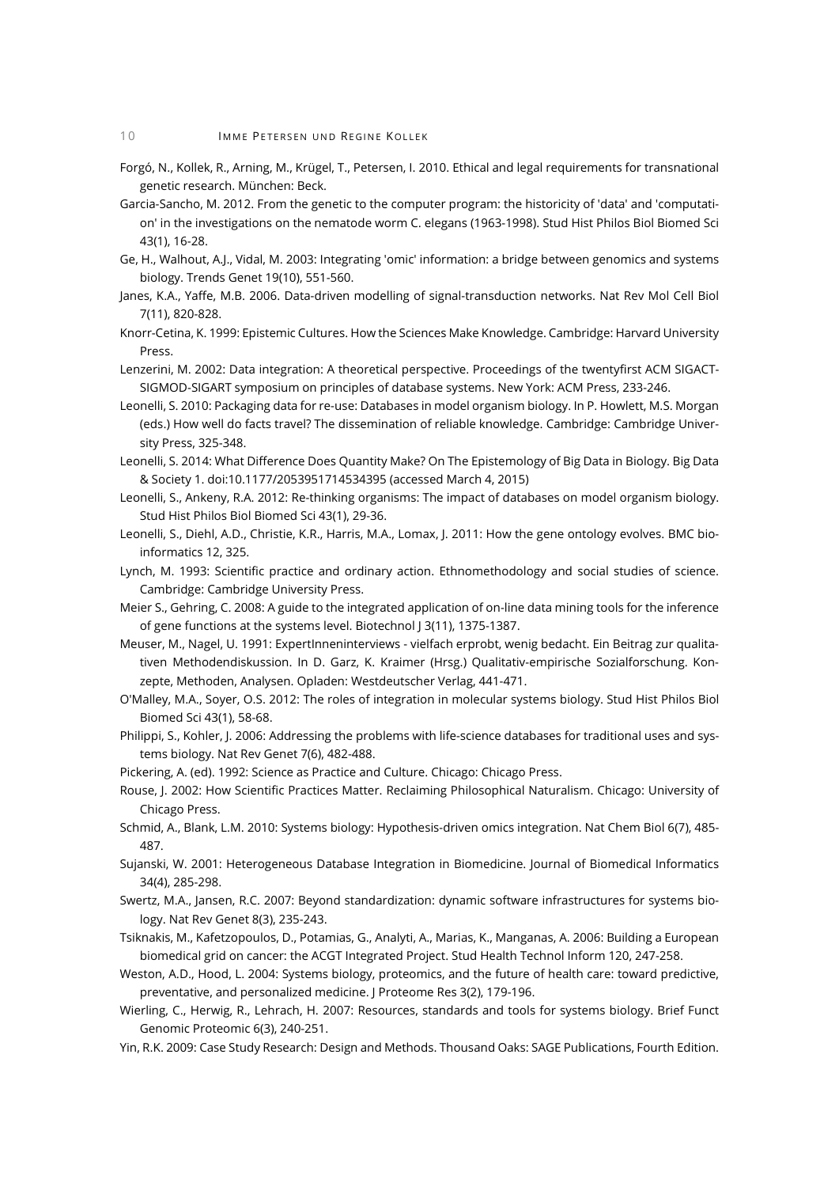Forgó, N., Kollek, R., Arning, M., Krügel, T., Petersen, I. 2010. Ethical and legal requirements for transnational genetic research. München: Beck.

Garcia-Sancho, M. 2012. From the genetic to the computer program: the historicity of 'data' and 'computation' in the investigations on the nematode worm C. elegans (1963-1998). Stud Hist Philos Biol Biomed Sci 43(1), 16-28.

Ge, H., Walhout, A.J., Vidal, M. 2003: Integrating 'omic' information: a bridge between genomics and systems biology. Trends Genet 19(10), 551-560.

Janes, K.A., Yaffe, M.B. 2006. Data-driven modelling of signal-transduction networks. Nat Rev Mol Cell Biol 7(11), 820-828.

Knorr-Cetina, K. 1999: Epistemic Cultures. How the Sciences Make Knowledge. Cambridge: Harvard University Press.

Lenzerini, M. 2002: Data integration: A theoretical perspective. Proceedings of the twentyfirst ACM SIGACT-SIGMOD-SIGART symposium on principles of database systems. New York: ACM Press, 233-246.

Leonelli, S. 2010: Packaging data for re-use: Databases in model organism biology. In P. Howlett, M.S. Morgan (eds.) How well do facts travel? The dissemination of reliable knowledge. Cambridge: Cambridge University Press, 325-348.

Leonelli, S. 2014: What Difference Does Quantity Make? On The Epistemology of Big Data in Biology. Big Data & Society 1. doi:10.1177/2053951714534395 (accessed March 4, 2015)

Leonelli, S., Ankeny, R.A. 2012: Re-thinking organisms: The impact of databases on model organism biology. Stud Hist Philos Biol Biomed Sci 43(1), 29-36.

Leonelli, S., Diehl, A.D., Christie, K.R., Harris, M.A., Lomax, J. 2011: How the gene ontology evolves. BMC bioinformatics 12, 325.

Lynch, M. 1993: Scientific practice and ordinary action. Ethnomethodology and social studies of science. Cambridge: Cambridge University Press.

Meier S., Gehring, C. 2008: A guide to the integrated application of on-line data mining tools for the inference of gene functions at the systems level. Biotechnol J 3(11), 1375-1387.

Meuser, M., Nagel, U. 1991: ExpertInneninterviews - vielfach erprobt, wenig bedacht. Ein Beitrag zur qualitativen Methodendiskussion. In D. Garz, K. Kraimer (Hrsg.) Qualitativ-empirische Sozialforschung. Konzepte, Methoden, Analysen. Opladen: Westdeutscher Verlag, 441-471.

O'Malley, M.A., Soyer, O.S. 2012: The roles of integration in molecular systems biology. Stud Hist Philos Biol Biomed Sci 43(1), 58-68.

Philippi, S., Kohler, J. 2006: Addressing the problems with life-science databases for traditional uses and systems biology. Nat Rev Genet 7(6), 482-488.

Pickering, A. (ed). 1992: Science as Practice and Culture. Chicago: Chicago Press.

Rouse, J. 2002: How Scientific Practices Matter. Reclaiming Philosophical Naturalism. Chicago: University of Chicago Press.

Schmid, A., Blank, L.M. 2010: Systems biology: Hypothesis-driven omics integration. Nat Chem Biol 6(7), 485-487.

Sujanski, W. 2001: Heterogeneous Database Integration in Biomedicine. Journal of Biomedical Informatics 34(4), 285-298.

Swertz, M.A., Jansen, R.C. 2007: Beyond standardization: dynamic software infrastructures for systems biology. Nat Rev Genet 8(3), 235-243.

Tsiknakis, M., Kafetzopoulos, D., Potamias, G., Analyti, A., Marias, K., Manganas, A. 2006: Building a European biomedical grid on cancer: the ACGT Integrated Project. Stud Health Technol Inform 120, 247-258.

Weston, A.D., Hood, L. 2004: Systems biology, proteomics, and the future of health care: toward predictive, preventative, and personalized medicine. J Proteome Res 3(2), 179-196.

Wierling, C., Herwig, R., Lehrach, H. 2007: Resources, standards and tools for systems biology. Brief Funct Genomic Proteomic 6(3), 240-251.

Yin, R.K. 2009: Case Study Research: Design and Methods. Thousand Oaks: SAGE Publications, Fourth Edition.